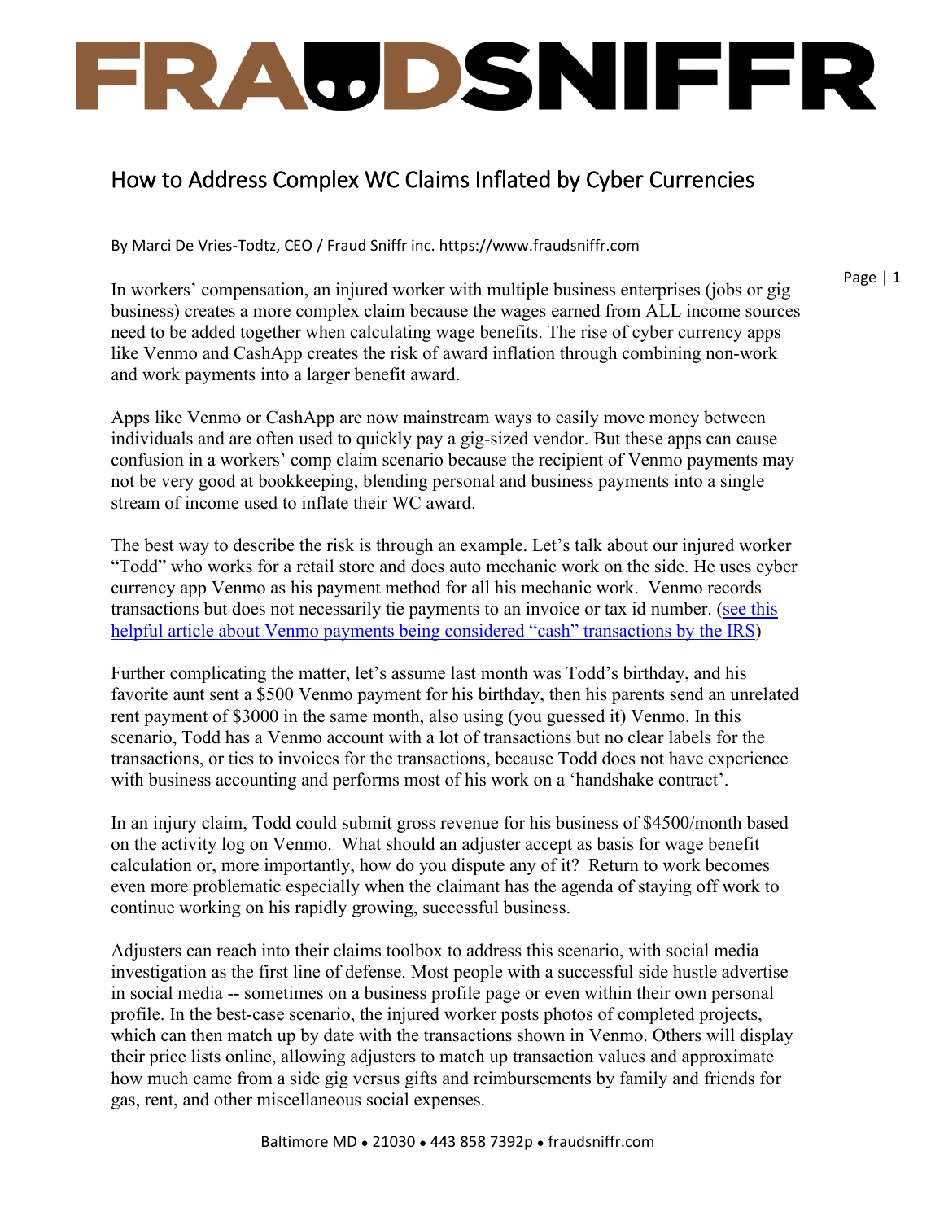# FRAUDSNIFFR

## How to Address Complex WC Claims Inflated by Cyber Currencies

By Marci De Vries-Todtz, CEO / Fraud Sniffr inc. https://www.fraudsniffr.com

In workers' compensation, an injured worker with multiple business enterprises (jobs or gig business) creates a more complex claim because the wages earned from ALL income sources need to be added together when calculating wage benefits. The rise of cyber currency apps like Venmo and CashApp creates the risk of award inflation through combining non-work and work payments into a larger benefit award.

Apps like Venmo or CashApp are now mainstream ways to easily move money between individuals and are often used to quickly pay a gig-sized vendor. But these apps can cause confusion in a workers' comp claim scenario because the recipient of Venmo payments may not be very good at bookkeeping, blending personal and business payments into a single stream of income used to inflate their WC award.

The best way to describe the risk is through an example. Let's talk about our injured worker "Todd" who works for a retail store and does auto mechanic work on the side. He uses cyber currency app Venmo as his payment method for all his mechanic work. Venmo records transactions but does not necessarily tie payments to an invoice or tax id number. (see this helpful article about Venmo payments being considered "cash" transactions by the IRS)

Further complicating the matter, let's assume last month was Todd's birthday, and his favorite aunt sent a $500 Venmo payment for his birthday, then his parents send an unrelated rent payment of $3000 in the same month, also using (you guessed it) Venmo. In this scenario, Todd has a Venmo account with a lot of transactions but no clear labels for the transactions, or ties to invoices for the transactions, because Todd does not have experience with business accounting and performs most of his work on a 'handshake contract'.

In an injury claim, Todd could submit gross revenue for his business of $4500/month based on the activity log on Venmo. What should an adjuster accept as basis for wage benefit calculation or, more importantly, how do you dispute any of it? Return to work becomes even more problematic especially when the claimant has the agenda of staying off work to continue working on his rapidly growing, successful business.

Adjusters can reach into their claims toolbox to address this scenario, with social media investigation as the first line of defense. Most people with a successful side hustle advertise in social media -- sometimes on a business profile page or even within their own personal profile. In the best-case scenario, the injured worker posts photos of completed projects, which can then match up by date with the transactions shown in Venmo. Others will display their price lists online, allowing adjusters to match up transaction values and approximate how much came from a side gig versus gifts and reimbursements by family and friends for gas, rent, and other miscellaneous social expenses.

Baltimore MD • 21030 • 443 858 7392p • fraudsniffr.com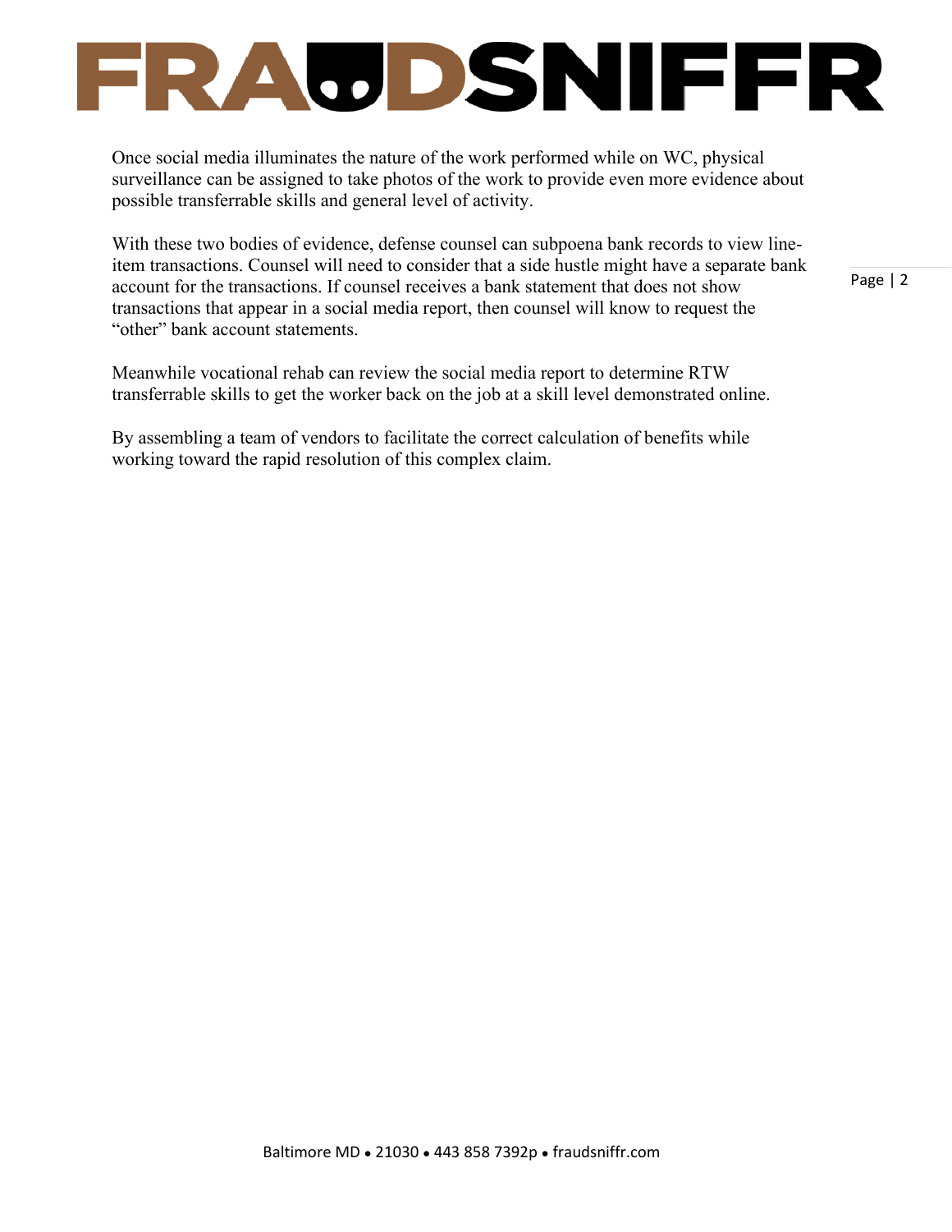Once social media illuminates the nature of the work performed while on WC, physical surveillance can be assigned to take photos of the work to provide even more evidence about possible transferrable skills and general level of activity.

With these two bodies of evidence, defense counsel can subpoena bank records to view line-item transactions. Counsel will need to consider that a side hustle might have a separate bank account for the transactions. If counsel receives a bank statement that does not show transactions that appear in a social media report, then counsel will know to request the "other" bank account statements.

Meanwhile vocational rehab can review the social media report to determine RTW transferrable skills to get the worker back on the job at a skill level demonstrated online.

By assembling a team of vendors to facilitate the correct calculation of benefits while working toward the rapid resolution of this complex claim.